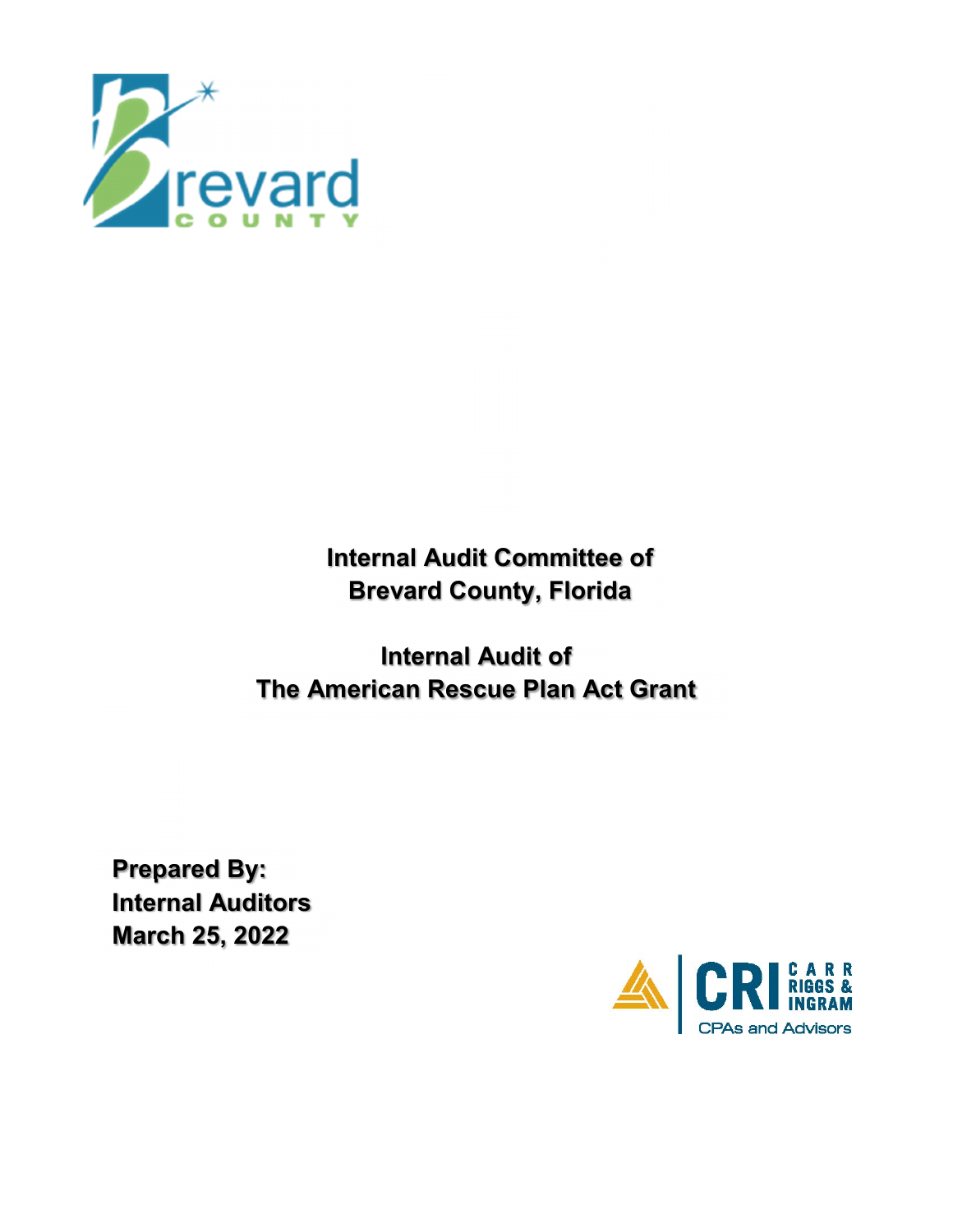Brevard COUNTY

# Internal Audit Committee of Brevard County, Florida

# Internal Audit of The American Rescue Plan Act Grant

**Prepared By:**
**Internal Auditors**
**March 25, 2022**

CRI CARR RIGGS & INGRAM
CPAs and Advisors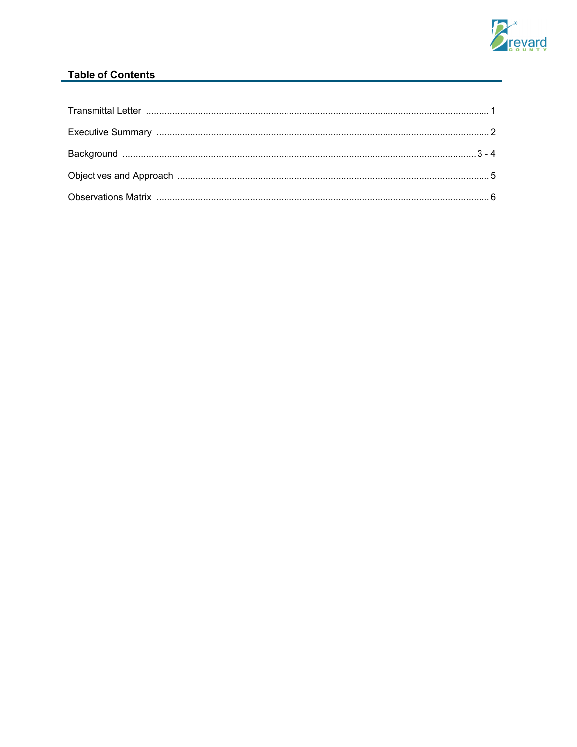## Table of Contents

| | |
|---|---|
| Transmittal Letter | 1 |
| Executive Summary | 2 |
| Background | 3 - 4 |
| Objectives and Approach | 5 |
| Observations Matrix | 6 |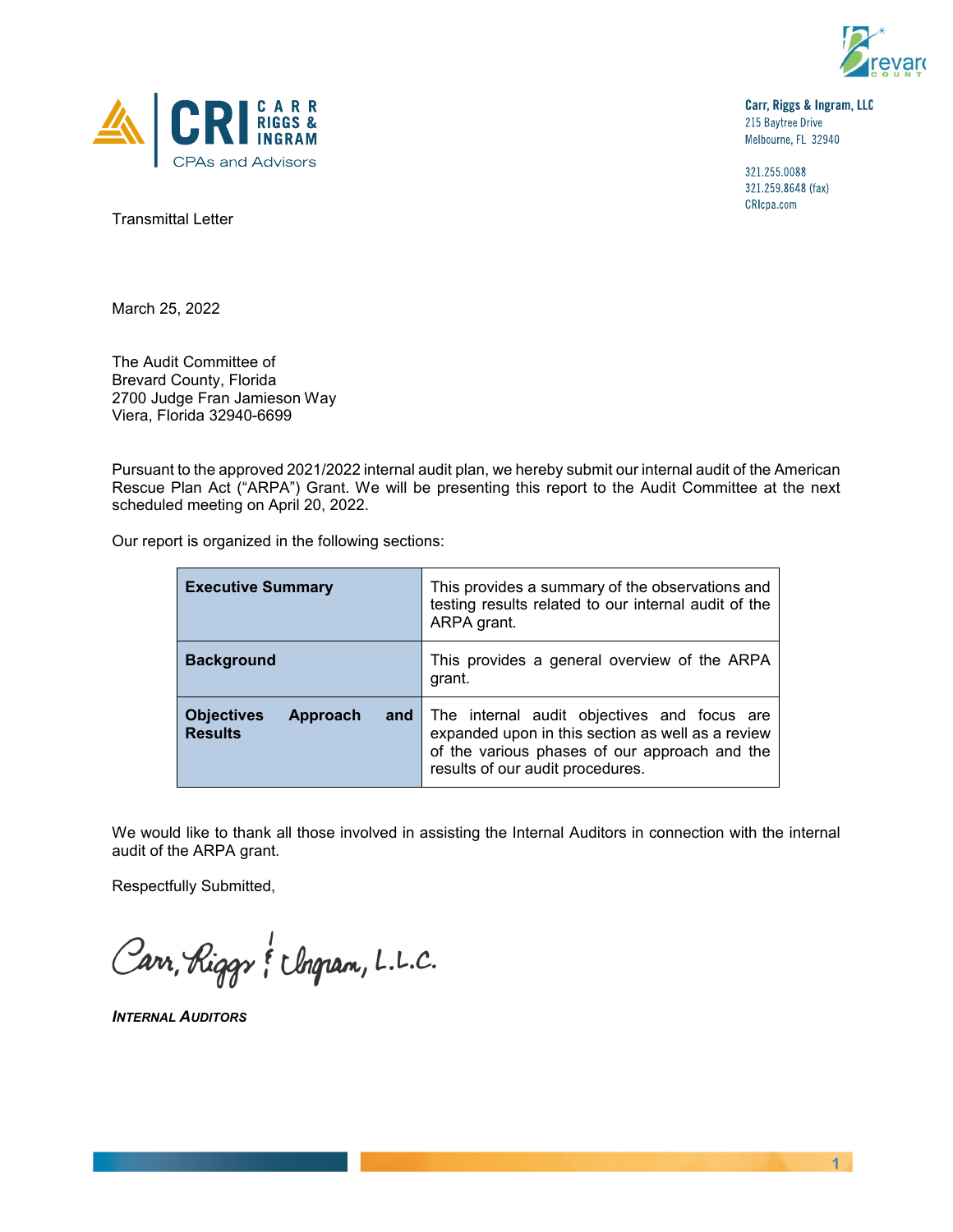Carr, Riggs & Ingram, LLC
215 Baytree Drive
Melbourne, FL 32940

321.255.0088
321.259.8648 (fax)
CRIcpa.com

Transmittal Letter

March 25, 2022

The Audit Committee of
Brevard County, Florida
2700 Judge Fran Jamieson Way
Viera, Florida 32940-6699

Pursuant to the approved 2021/2022 internal audit plan, we hereby submit our internal audit of the American Rescue Plan Act ("ARPA") Grant. We will be presenting this report to the Audit Committee at the next scheduled meeting on April 20, 2022.

Our report is organized in the following sections:

| | |
|---|---|
| **Executive Summary** | This provides a summary of the observations and testing results related to our internal audit of the ARPA grant. |
| **Background** | This provides a general overview of the ARPA grant. |
| **Objectives Approach and Results** | The internal audit objectives and focus are expanded upon in this section as well as a review of the various phases of our approach and the results of our audit procedures. |

We would like to thank all those involved in assisting the Internal Auditors in connection with the internal audit of the ARPA grant.

Respectfully Submitted,

Carr, Riggs & Ingram, L.L.C.

***INTERNAL AUDITORS***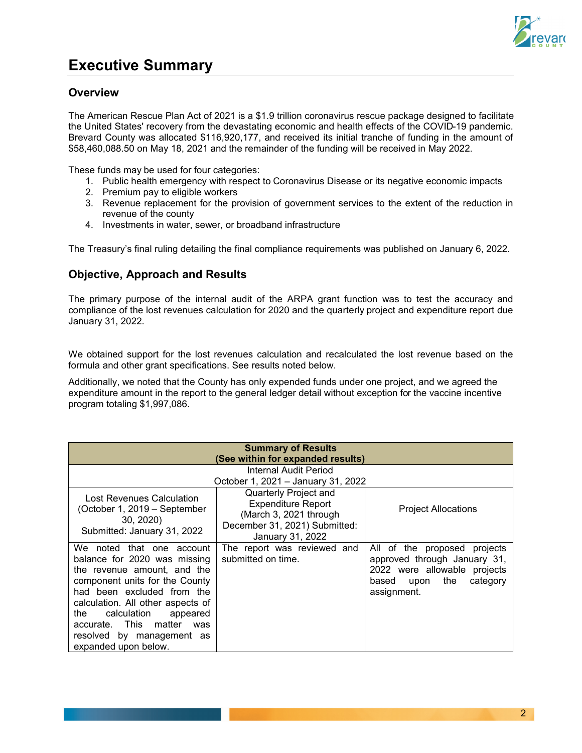# Executive Summary

## Overview

The American Rescue Plan Act of 2021 is a $1.9 trillion coronavirus rescue package designed to facilitate the United States' recovery from the devastating economic and health effects of the COVID-19 pandemic. Brevard County was allocated $116,920,177, and received its initial tranche of funding in the amount of $58,460,088.50 on May 18, 2021 and the remainder of the funding will be received in May 2022.

These funds may be used for four categories:

1. Public health emergency with respect to Coronavirus Disease or its negative economic impacts
2. Premium pay to eligible workers
3. Revenue replacement for the provision of government services to the extent of the reduction in revenue of the county
4. Investments in water, sewer, or broadband infrastructure

The Treasury's final ruling detailing the final compliance requirements was published on January 6, 2022.

## Objective, Approach and Results

The primary purpose of the internal audit of the ARPA grant function was to test the accuracy and compliance of the lost revenues calculation for 2020 and the quarterly project and expenditure report due January 31, 2022.

We obtained support for the lost revenues calculation and recalculated the lost revenue based on the formula and other grant specifications. See results noted below.

Additionally, we noted that the County has only expended funds under one project, and we agreed the expenditure amount in the report to the general ledger detail without exception for the vaccine incentive program totaling $1,997,086.

| **Summary of Results (See within for expanded results)** | | |
|---|---|---|
| Internal Audit Period October 1, 2021 – January 31, 2022 | | |
| Lost Revenues Calculation (October 1, 2019 – September 30, 2020) Submitted: January 31, 2022 | Quarterly Project and Expenditure Report (March 3, 2021 through December 31, 2021) Submitted: January 31, 2022 | Project Allocations |
| We noted that one account balance for 2020 was missing the revenue amount, and the component units for the County had been excluded from the calculation. All other aspects of the calculation appeared accurate. This matter was resolved by management as expanded upon below. | The report was reviewed and submitted on time. | All of the proposed projects approved through January 31, 2022 were allowable projects based upon the category assignment. |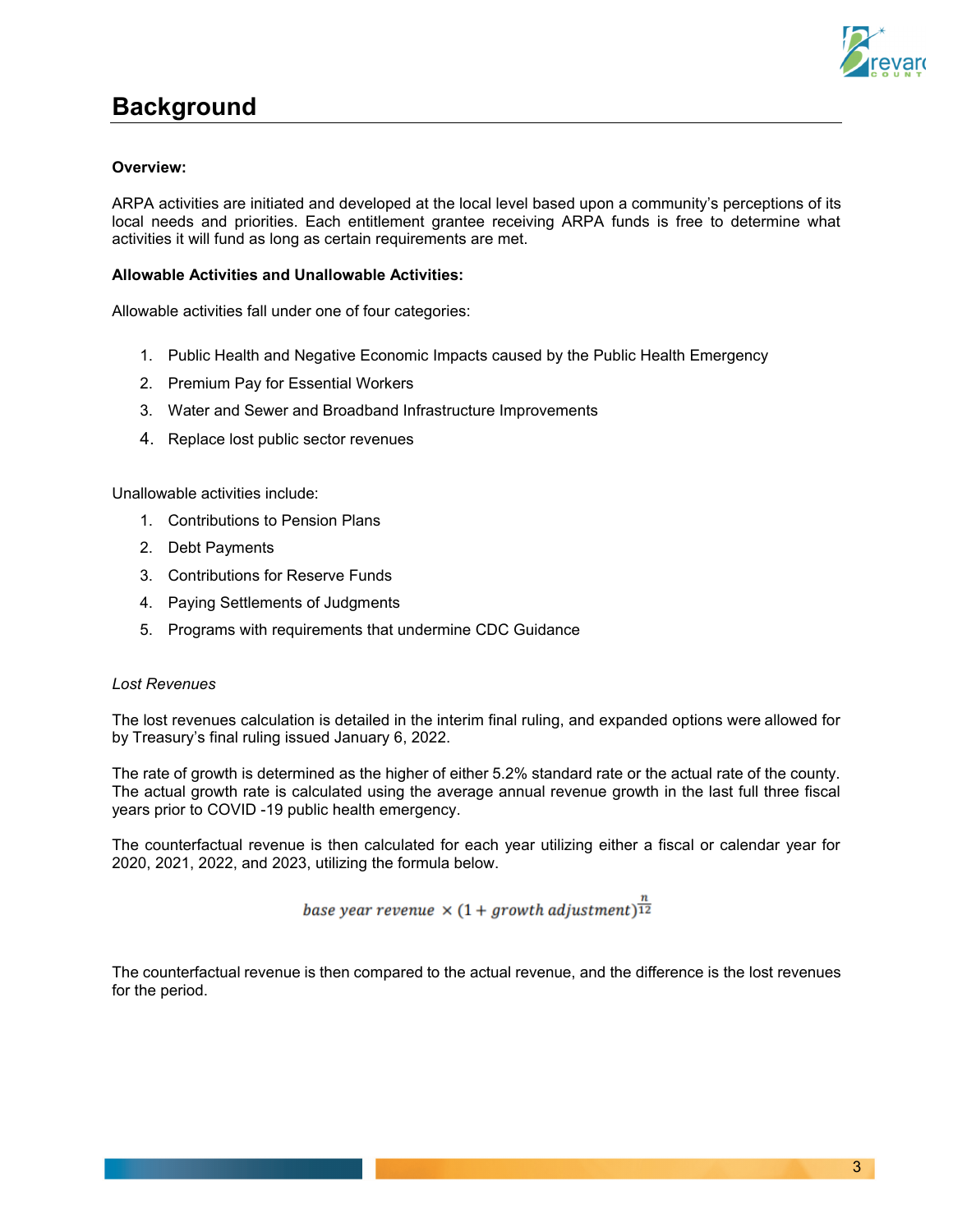# Background

**Overview:**

ARPA activities are initiated and developed at the local level based upon a community's perceptions of its local needs and priorities. Each entitlement grantee receiving ARPA funds is free to determine what activities it will fund as long as certain requirements are met.

**Allowable Activities and Unallowable Activities:**

Allowable activities fall under one of four categories:

1. Public Health and Negative Economic Impacts caused by the Public Health Emergency
2. Premium Pay for Essential Workers
3. Water and Sewer and Broadband Infrastructure Improvements
4. Replace lost public sector revenues

Unallowable activities include:

1. Contributions to Pension Plans
2. Debt Payments
3. Contributions for Reserve Funds
4. Paying Settlements of Judgments
5. Programs with requirements that undermine CDC Guidance

*Lost Revenues*

The lost revenues calculation is detailed in the interim final ruling, and expanded options were allowed for by Treasury's final ruling issued January 6, 2022.

The rate of growth is determined as the higher of either 5.2% standard rate or the actual rate of the county. The actual growth rate is calculated using the average annual revenue growth in the last full three fiscal years prior to COVID -19 public health emergency.

The counterfactual revenue is then calculated for each year utilizing either a fiscal or calendar year for 2020, 2021, 2022, and 2023, utilizing the formula below.

$$base\ year\ revenue \times (1 + growth\ adjustment)^{\frac{n}{12}}$$

The counterfactual revenue is then compared to the actual revenue, and the difference is the lost revenues for the period.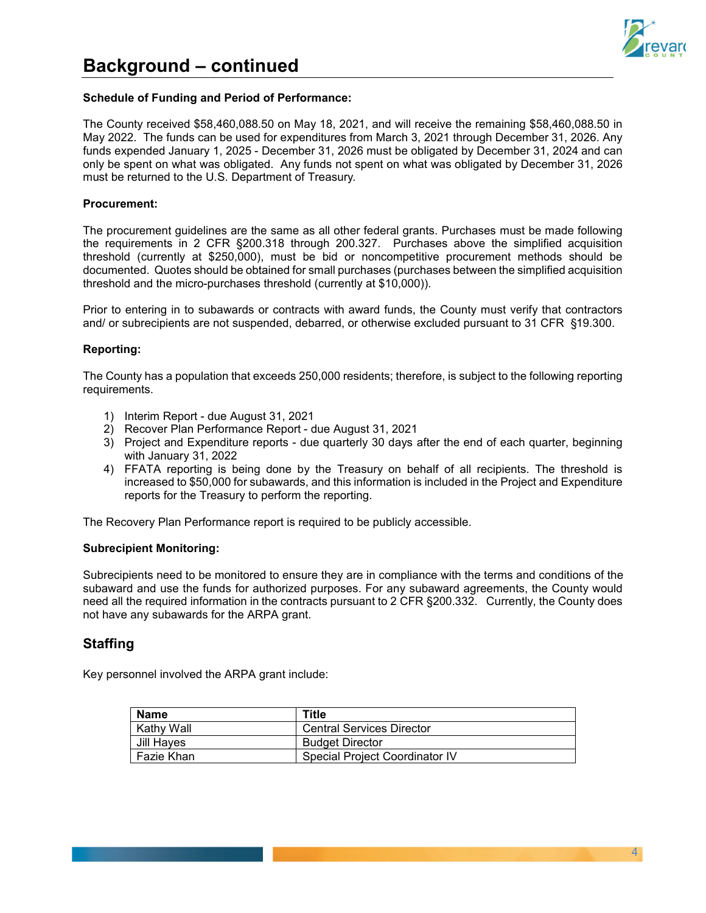# Background – continued

**Schedule of Funding and Period of Performance:**

The County received $58,460,088.50 on May 18, 2021, and will receive the remaining $58,460,088.50 in May 2022. The funds can be used for expenditures from March 3, 2021 through December 31, 2026. Any funds expended January 1, 2025 - December 31, 2026 must be obligated by December 31, 2024 and can only be spent on what was obligated. Any funds not spent on what was obligated by December 31, 2026 must be returned to the U.S. Department of Treasury.

**Procurement:**

The procurement guidelines are the same as all other federal grants. Purchases must be made following the requirements in 2 CFR §200.318 through 200.327. Purchases above the simplified acquisition threshold (currently at $250,000), must be bid or noncompetitive procurement methods should be documented. Quotes should be obtained for small purchases (purchases between the simplified acquisition threshold and the micro-purchases threshold (currently at $10,000)).

Prior to entering in to subawards or contracts with award funds, the County must verify that contractors and/ or subrecipients are not suspended, debarred, or otherwise excluded pursuant to 31 CFR §19.300.

**Reporting:**

The County has a population that exceeds 250,000 residents; therefore, is subject to the following reporting requirements.

1) Interim Report - due August 31, 2021
2) Recover Plan Performance Report - due August 31, 2021
3) Project and Expenditure reports - due quarterly 30 days after the end of each quarter, beginning with January 31, 2022
4) FFATA reporting is being done by the Treasury on behalf of all recipients. The threshold is increased to $50,000 for subawards, and this information is included in the Project and Expenditure reports for the Treasury to perform the reporting.

The Recovery Plan Performance report is required to be publicly accessible.

**Subrecipient Monitoring:**

Subrecipients need to be monitored to ensure they are in compliance with the terms and conditions of the subaward and use the funds for authorized purposes. For any subaward agreements, the County would need all the required information in the contracts pursuant to 2 CFR §200.332. Currently, the County does not have any subawards for the ARPA grant.

## Staffing

Key personnel involved the ARPA grant include:

| Name | Title |
|---|---|
| Kathy Wall | Central Services Director |
| Jill Hayes | Budget Director |
| Fazie Khan | Special Project Coordinator IV |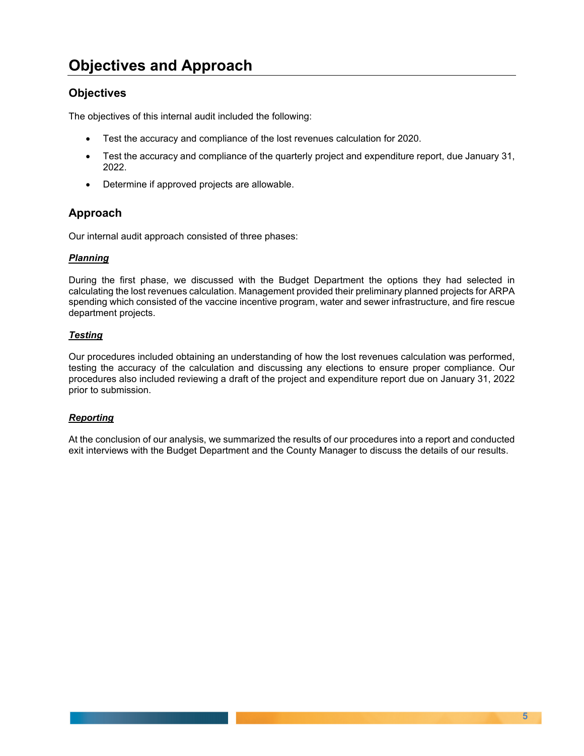# Objectives and Approach

## Objectives

The objectives of this internal audit included the following:

- Test the accuracy and compliance of the lost revenues calculation for 2020.
- Test the accuracy and compliance of the quarterly project and expenditure report, due January 31, 2022.
- Determine if approved projects are allowable.

## Approach

Our internal audit approach consisted of three phases:

***Planning***

During the first phase, we discussed with the Budget Department the options they had selected in calculating the lost revenues calculation. Management provided their preliminary planned projects for ARPA spending which consisted of the vaccine incentive program, water and sewer infrastructure, and fire rescue department projects.

***Testing***

Our procedures included obtaining an understanding of how the lost revenues calculation was performed, testing the accuracy of the calculation and discussing any elections to ensure proper compliance. Our procedures also included reviewing a draft of the project and expenditure report due on January 31, 2022 prior to submission.

***Reporting***

At the conclusion of our analysis, we summarized the results of our procedures into a report and conducted exit interviews with the Budget Department and the County Manager to discuss the details of our results.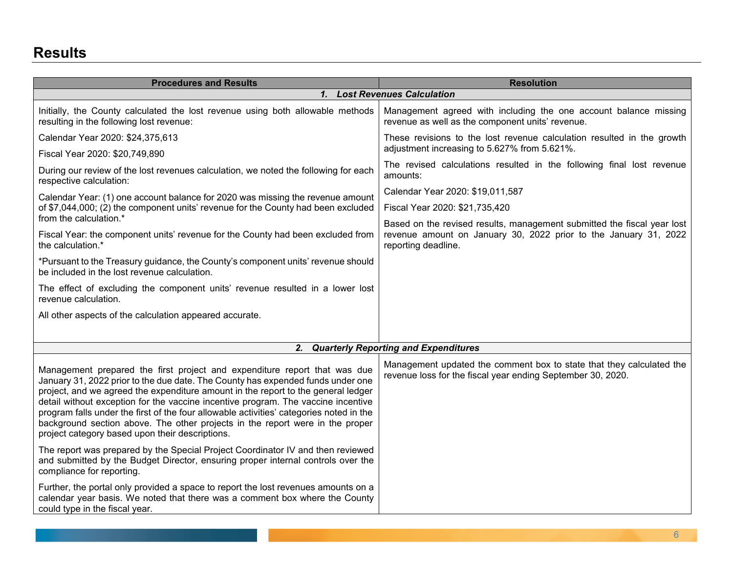## Results

| Procedures and Results | Resolution |
|---|---|
| ***1. Lost Revenues Calculation*** | |
| Initially, the County calculated the lost revenue using both allowable methods resulting in the following lost revenue:<br><br>Calendar Year 2020: $24,375,613<br><br>Fiscal Year 2020: $20,749,890<br><br>During our review of the lost revenues calculation, we noted the following for each respective calculation:<br><br>Calendar Year: (1) one account balance for 2020 was missing the revenue amount of $7,044,000; (2) the component units' revenue for the County had been excluded from the calculation.*<br><br>Fiscal Year: the component units' revenue for the County had been excluded from the calculation.*<br><br>*Pursuant to the Treasury guidance, the County's component units' revenue should be included in the lost revenue calculation.<br><br>The effect of excluding the component units' revenue resulted in a lower lost revenue calculation.<br><br>All other aspects of the calculation appeared accurate. | Management agreed with including the one account balance missing revenue as well as the component units' revenue.<br><br>These revisions to the lost revenue calculation resulted in the growth adjustment increasing to 5.627% from 5.621%.<br><br>The revised calculations resulted in the following final lost revenue amounts:<br><br>Calendar Year 2020: $19,011,587<br><br>Fiscal Year 2020: $21,735,420<br><br>Based on the revised results, management submitted the fiscal year lost revenue amount on January 30, 2022 prior to the January 31, 2022 reporting deadline. |
| ***2. Quarterly Reporting and Expenditures*** | |
| Management prepared the first project and expenditure report that was due January 31, 2022 prior to the due date. The County has expended funds under one project, and we agreed the expenditure amount in the report to the general ledger detail without exception for the vaccine incentive program. The vaccine incentive program falls under the first of the four allowable activities' categories noted in the background section above. The other projects in the report were in the proper project category based upon their descriptions.<br><br>The report was prepared by the Special Project Coordinator IV and then reviewed and submitted by the Budget Director, ensuring proper internal controls over the compliance for reporting.<br><br>Further, the portal only provided a space to report the lost revenues amounts on a calendar year basis. We noted that there was a comment box where the County could type in the fiscal year. | Management updated the comment box to state that they calculated the revenue loss for the fiscal year ending September 30, 2020. |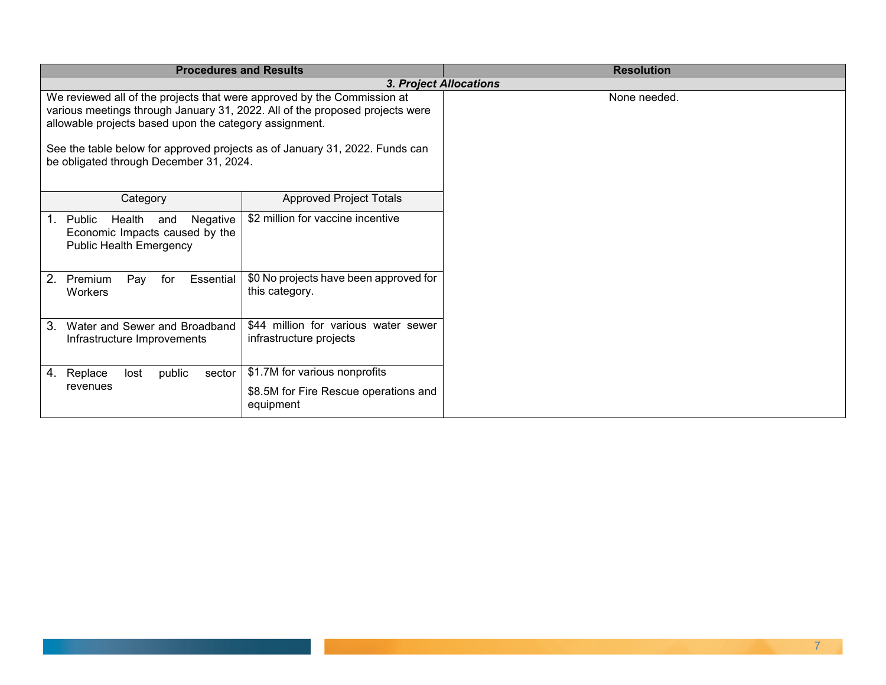| Procedures and Results | | Resolution |
|---|---|---|
| ***3. Project Allocations*** | | |
| We reviewed all of the projects that were approved by the Commission at various meetings through January 31, 2022. All of the proposed projects were allowable projects based upon the category assignment.<br><br>See the table below for approved projects as of January 31, 2022. Funds can be obligated through December 31, 2024. | | None needed. |
| Category | Approved Project Totals | |
| 1. Public Health and Negative Economic Impacts caused by the Public Health Emergency | $2 million for vaccine incentive | |
| 2. Premium Pay for Essential Workers | $0 No projects have been approved for this category. | |
| 3. Water and Sewer and Broadband Infrastructure Improvements | $44 million for various water sewer infrastructure projects | |
| 4. Replace lost public sector revenues | $1.7M for various nonprofits<br><br>$8.5M for Fire Rescue operations and equipment | |